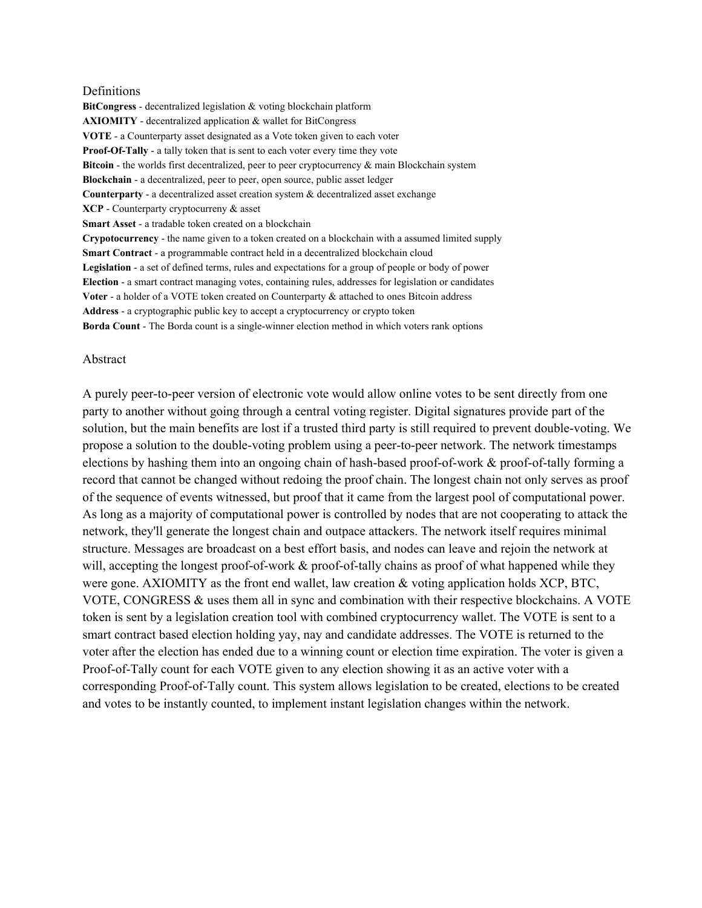## Definitions

**BitCongress** - decentralized legislation & voting blockchain platform
**AXIOMITY** - decentralized application & wallet for BitCongress
**VOTE** - a Counterparty asset designated as a Vote token given to each voter
**Proof-Of-Tally** - a tally token that is sent to each voter every time they vote
**Bitcoin** - the worlds first decentralized, peer to peer cryptocurrency & main Blockchain system
**Blockchain** - a decentralized, peer to peer, open source, public asset ledger
**Counterparty** - a decentralized asset creation system & decentralized asset exchange
**XCP** - Counterparty cryptocurreny & asset
**Smart Asset** - a tradable token created on a blockchain
**Crypotocurrency** - the name given to a token created on a blockchain with a assumed limited supply
**Smart Contract** - a programmable contract held in a decentralized blockchain cloud
**Legislation** - a set of defined terms, rules and expectations for a group of people or body of power
**Election** - a smart contract managing votes, containing rules, addresses for legislation or candidates
**Voter** - a holder of a VOTE token created on Counterparty & attached to ones Bitcoin address
**Address** - a cryptographic public key to accept a cryptocurrency or crypto token
**Borda Count** - The Borda count is a single-winner election method in which voters rank options

## Abstract

A purely peer-to-peer version of electronic vote would allow online votes to be sent directly from one party to another without going through a central voting register. Digital signatures provide part of the solution, but the main benefits are lost if a trusted third party is still required to prevent double-voting. We propose a solution to the double-voting problem using a peer-to-peer network. The network timestamps elections by hashing them into an ongoing chain of hash-based proof-of-work & proof-of-tally forming a record that cannot be changed without redoing the proof chain. The longest chain not only serves as proof of the sequence of events witnessed, but proof that it came from the largest pool of computational power. As long as a majority of computational power is controlled by nodes that are not cooperating to attack the network, they'll generate the longest chain and outpace attackers. The network itself requires minimal structure. Messages are broadcast on a best effort basis, and nodes can leave and rejoin the network at will, accepting the longest proof-of-work & proof-of-tally chains as proof of what happened while they were gone. AXIOMITY as the front end wallet, law creation & voting application holds XCP, BTC, VOTE, CONGRESS & uses them all in sync and combination with their respective blockchains. A VOTE token is sent by a legislation creation tool with combined cryptocurrency wallet. The VOTE is sent to a smart contract based election holding yay, nay and candidate addresses. The VOTE is returned to the voter after the election has ended due to a winning count or election time expiration. The voter is given a Proof-of-Tally count for each VOTE given to any election showing it as an active voter with a corresponding Proof-of-Tally count. This system allows legislation to be created, elections to be created and votes to be instantly counted, to implement instant legislation changes within the network.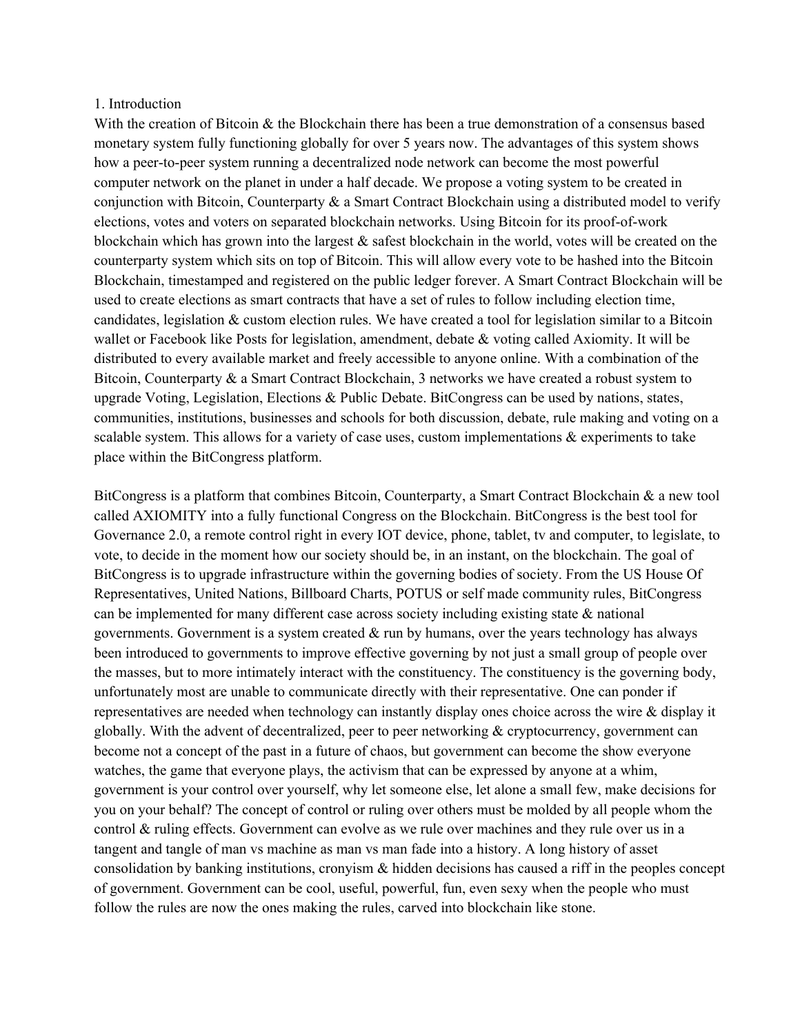## 1. Introduction

With the creation of Bitcoin & the Blockchain there has been a true demonstration of a consensus based monetary system fully functioning globally for over 5 years now. The advantages of this system shows how a peer-to-peer system running a decentralized node network can become the most powerful computer network on the planet in under a half decade. We propose a voting system to be created in conjunction with Bitcoin, Counterparty & a Smart Contract Blockchain using a distributed model to verify elections, votes and voters on separated blockchain networks. Using Bitcoin for its proof-of-work blockchain which has grown into the largest & safest blockchain in the world, votes will be created on the counterparty system which sits on top of Bitcoin. This will allow every vote to be hashed into the Bitcoin Blockchain, timestamped and registered on the public ledger forever. A Smart Contract Blockchain will be used to create elections as smart contracts that have a set of rules to follow including election time, candidates, legislation & custom election rules. We have created a tool for legislation similar to a Bitcoin wallet or Facebook like Posts for legislation, amendment, debate & voting called Axiomity. It will be distributed to every available market and freely accessible to anyone online. With a combination of the Bitcoin, Counterparty & a Smart Contract Blockchain, 3 networks we have created a robust system to upgrade Voting, Legislation, Elections & Public Debate. BitCongress can be used by nations, states, communities, institutions, businesses and schools for both discussion, debate, rule making and voting on a scalable system. This allows for a variety of case uses, custom implementations & experiments to take place within the BitCongress platform.

BitCongress is a platform that combines Bitcoin, Counterparty, a Smart Contract Blockchain & a new tool called AXIOMITY into a fully functional Congress on the Blockchain. BitCongress is the best tool for Governance 2.0, a remote control right in every IOT device, phone, tablet, tv and computer, to legislate, to vote, to decide in the moment how our society should be, in an instant, on the blockchain. The goal of BitCongress is to upgrade infrastructure within the governing bodies of society. From the US House Of Representatives, United Nations, Billboard Charts, POTUS or self made community rules, BitCongress can be implemented for many different case across society including existing state & national governments. Government is a system created & run by humans, over the years technology has always been introduced to governments to improve effective governing by not just a small group of people over the masses, but to more intimately interact with the constituency. The constituency is the governing body, unfortunately most are unable to communicate directly with their representative. One can ponder if representatives are needed when technology can instantly display ones choice across the wire & display it globally. With the advent of decentralized, peer to peer networking & cryptocurrency, government can become not a concept of the past in a future of chaos, but government can become the show everyone watches, the game that everyone plays, the activism that can be expressed by anyone at a whim, government is your control over yourself, why let someone else, let alone a small few, make decisions for you on your behalf? The concept of control or ruling over others must be molded by all people whom the control & ruling effects. Government can evolve as we rule over machines and they rule over us in a tangent and tangle of man vs machine as man vs man fade into a history. A long history of asset consolidation by banking institutions, cronyism & hidden decisions has caused a riff in the peoples concept of government. Government can be cool, useful, powerful, fun, even sexy when the people who must follow the rules are now the ones making the rules, carved into blockchain like stone.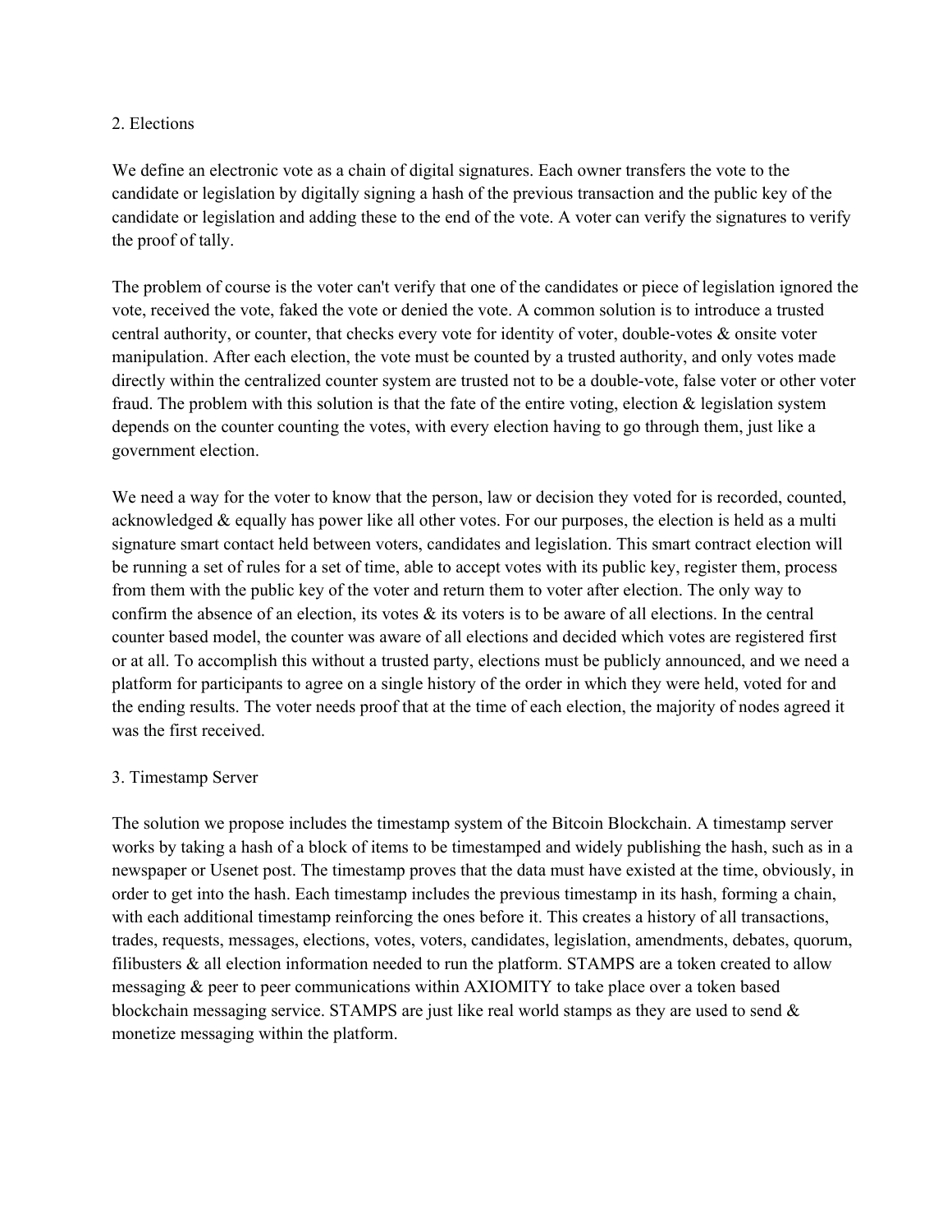## 2. Elections

We define an electronic vote as a chain of digital signatures. Each owner transfers the vote to the candidate or legislation by digitally signing a hash of the previous transaction and the public key of the candidate or legislation and adding these to the end of the vote. A voter can verify the signatures to verify the proof of tally.

The problem of course is the voter can't verify that one of the candidates or piece of legislation ignored the vote, received the vote, faked the vote or denied the vote. A common solution is to introduce a trusted central authority, or counter, that checks every vote for identity of voter, double-votes & onsite voter manipulation. After each election, the vote must be counted by a trusted authority, and only votes made directly within the centralized counter system are trusted not to be a double-vote, false voter or other voter fraud. The problem with this solution is that the fate of the entire voting, election & legislation system depends on the counter counting the votes, with every election having to go through them, just like a government election.

We need a way for the voter to know that the person, law or decision they voted for is recorded, counted, acknowledged & equally has power like all other votes. For our purposes, the election is held as a multi signature smart contact held between voters, candidates and legislation. This smart contract election will be running a set of rules for a set of time, able to accept votes with its public key, register them, process from them with the public key of the voter and return them to voter after election. The only way to confirm the absence of an election, its votes & its voters is to be aware of all elections. In the central counter based model, the counter was aware of all elections and decided which votes are registered first or at all. To accomplish this without a trusted party, elections must be publicly announced, and we need a platform for participants to agree on a single history of the order in which they were held, voted for and the ending results. The voter needs proof that at the time of each election, the majority of nodes agreed it was the first received.

## 3. Timestamp Server

The solution we propose includes the timestamp system of the Bitcoin Blockchain. A timestamp server works by taking a hash of a block of items to be timestamped and widely publishing the hash, such as in a newspaper or Usenet post. The timestamp proves that the data must have existed at the time, obviously, in order to get into the hash. Each timestamp includes the previous timestamp in its hash, forming a chain, with each additional timestamp reinforcing the ones before it. This creates a history of all transactions, trades, requests, messages, elections, votes, voters, candidates, legislation, amendments, debates, quorum, filibusters & all election information needed to run the platform. STAMPS are a token created to allow messaging & peer to peer communications within AXIOMITY to take place over a token based blockchain messaging service. STAMPS are just like real world stamps as they are used to send & monetize messaging within the platform.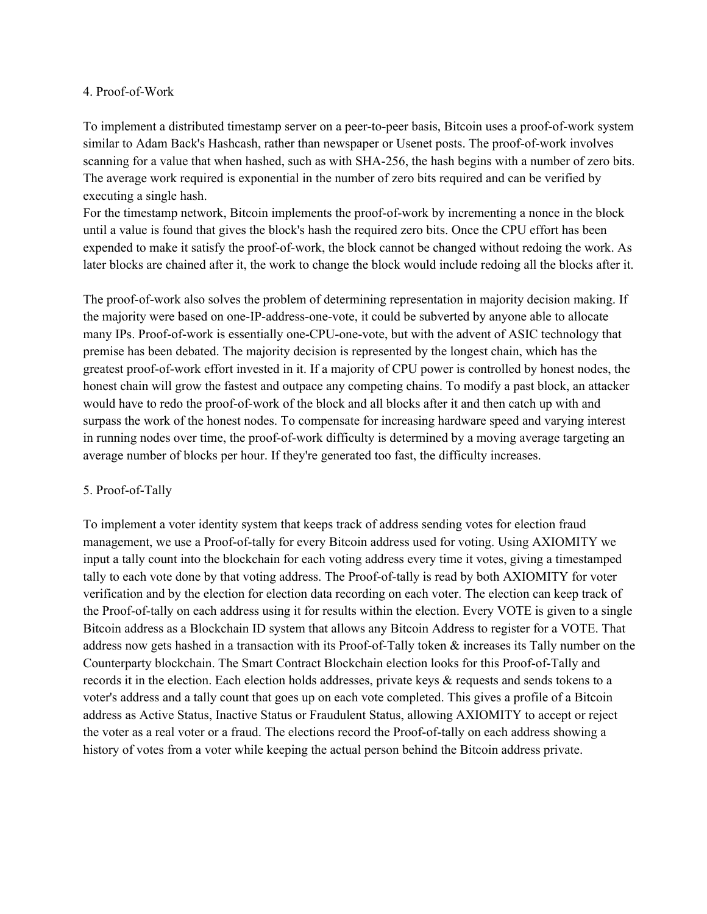## 4. Proof-of-Work

To implement a distributed timestamp server on a peer-to-peer basis, Bitcoin uses a proof-of-work system similar to Adam Back's Hashcash, rather than newspaper or Usenet posts. The proof-of-work involves scanning for a value that when hashed, such as with SHA-256, the hash begins with a number of zero bits. The average work required is exponential in the number of zero bits required and can be verified by executing a single hash.

For the timestamp network, Bitcoin implements the proof-of-work by incrementing a nonce in the block until a value is found that gives the block's hash the required zero bits. Once the CPU effort has been expended to make it satisfy the proof-of-work, the block cannot be changed without redoing the work. As later blocks are chained after it, the work to change the block would include redoing all the blocks after it.

The proof-of-work also solves the problem of determining representation in majority decision making. If the majority were based on one-IP-address-one-vote, it could be subverted by anyone able to allocate many IPs. Proof-of-work is essentially one-CPU-one-vote, but with the advent of ASIC technology that premise has been debated. The majority decision is represented by the longest chain, which has the greatest proof-of-work effort invested in it. If a majority of CPU power is controlled by honest nodes, the honest chain will grow the fastest and outpace any competing chains. To modify a past block, an attacker would have to redo the proof-of-work of the block and all blocks after it and then catch up with and surpass the work of the honest nodes. To compensate for increasing hardware speed and varying interest in running nodes over time, the proof-of-work difficulty is determined by a moving average targeting an average number of blocks per hour. If they're generated too fast, the difficulty increases.

## 5. Proof-of-Tally

To implement a voter identity system that keeps track of address sending votes for election fraud management, we use a Proof-of-tally for every Bitcoin address used for voting. Using AXIOMITY we input a tally count into the blockchain for each voting address every time it votes, giving a timestamped tally to each vote done by that voting address. The Proof-of-tally is read by both AXIOMITY for voter verification and by the election for election data recording on each voter. The election can keep track of the Proof-of-tally on each address using it for results within the election. Every VOTE is given to a single Bitcoin address as a Blockchain ID system that allows any Bitcoin Address to register for a VOTE. That address now gets hashed in a transaction with its Proof-of-Tally token & increases its Tally number on the Counterparty blockchain. The Smart Contract Blockchain election looks for this Proof-of-Tally and records it in the election. Each election holds addresses, private keys & requests and sends tokens to a voter's address and a tally count that goes up on each vote completed. This gives a profile of a Bitcoin address as Active Status, Inactive Status or Fraudulent Status, allowing AXIOMITY to accept or reject the voter as a real voter or a fraud. The elections record the Proof-of-tally on each address showing a history of votes from a voter while keeping the actual person behind the Bitcoin address private.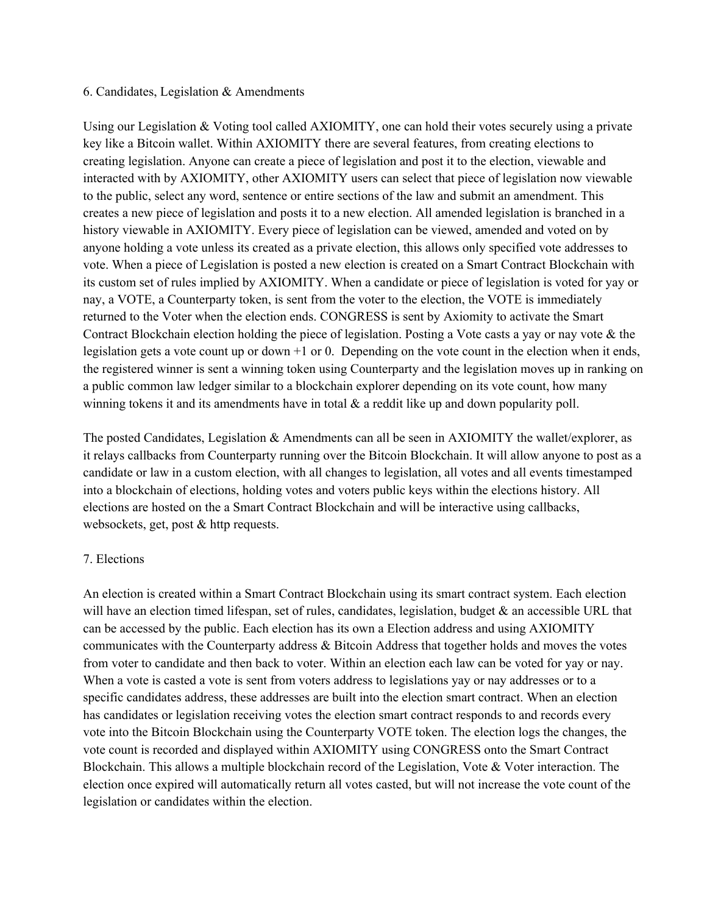## 6. Candidates, Legislation & Amendments

Using our Legislation & Voting tool called AXIOMITY, one can hold their votes securely using a private key like a Bitcoin wallet. Within AXIOMITY there are several features, from creating elections to creating legislation. Anyone can create a piece of legislation and post it to the election, viewable and interacted with by AXIOMITY, other AXIOMITY users can select that piece of legislation now viewable to the public, select any word, sentence or entire sections of the law and submit an amendment. This creates a new piece of legislation and posts it to a new election. All amended legislation is branched in a history viewable in AXIOMITY. Every piece of legislation can be viewed, amended and voted on by anyone holding a vote unless its created as a private election, this allows only specified vote addresses to vote. When a piece of Legislation is posted a new election is created on a Smart Contract Blockchain with its custom set of rules implied by AXIOMITY. When a candidate or piece of legislation is voted for yay or nay, a VOTE, a Counterparty token, is sent from the voter to the election, the VOTE is immediately returned to the Voter when the election ends. CONGRESS is sent by Axiomity to activate the Smart Contract Blockchain election holding the piece of legislation. Posting a Vote casts a yay or nay vote & the legislation gets a vote count up or down +1 or 0. Depending on the vote count in the election when it ends, the registered winner is sent a winning token using Counterparty and the legislation moves up in ranking on a public common law ledger similar to a blockchain explorer depending on its vote count, how many winning tokens it and its amendments have in total & a reddit like up and down popularity poll.

The posted Candidates, Legislation & Amendments can all be seen in AXIOMITY the wallet/explorer, as it relays callbacks from Counterparty running over the Bitcoin Blockchain. It will allow anyone to post as a candidate or law in a custom election, with all changes to legislation, all votes and all events timestamped into a blockchain of elections, holding votes and voters public keys within the elections history. All elections are hosted on the a Smart Contract Blockchain and will be interactive using callbacks, websockets, get, post & http requests.

## 7. Elections

An election is created within a Smart Contract Blockchain using its smart contract system. Each election will have an election timed lifespan, set of rules, candidates, legislation, budget & an accessible URL that can be accessed by the public. Each election has its own a Election address and using AXIOMITY communicates with the Counterparty address & Bitcoin Address that together holds and moves the votes from voter to candidate and then back to voter. Within an election each law can be voted for yay or nay. When a vote is casted a vote is sent from voters address to legislations yay or nay addresses or to a specific candidates address, these addresses are built into the election smart contract. When an election has candidates or legislation receiving votes the election smart contract responds to and records every vote into the Bitcoin Blockchain using the Counterparty VOTE token. The election logs the changes, the vote count is recorded and displayed within AXIOMITY using CONGRESS onto the Smart Contract Blockchain. This allows a multiple blockchain record of the Legislation, Vote & Voter interaction. The election once expired will automatically return all votes casted, but will not increase the vote count of the legislation or candidates within the election.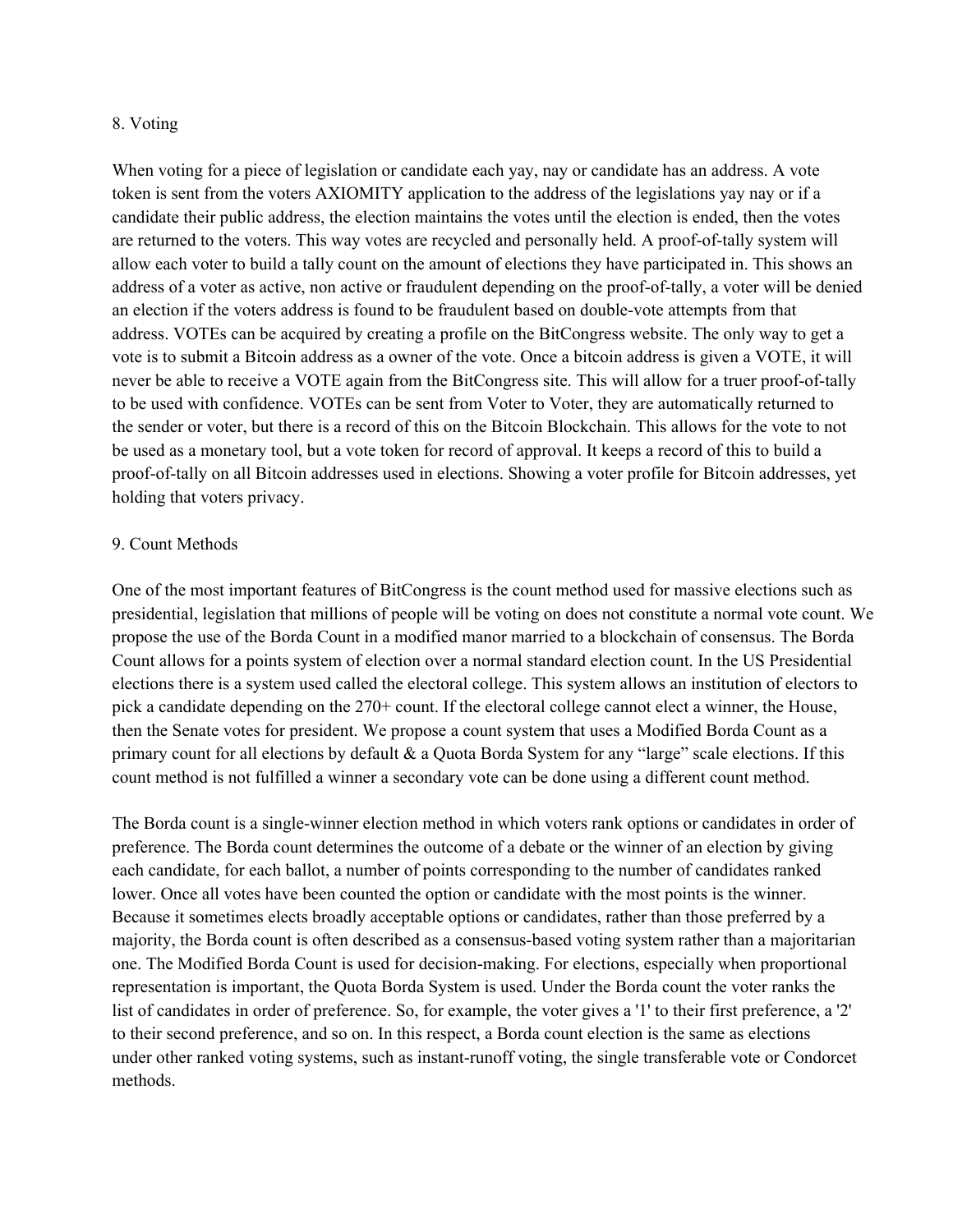## 8. Voting

When voting for a piece of legislation or candidate each yay, nay or candidate has an address. A vote token is sent from the voters AXIOMITY application to the address of the legislations yay nay or if a candidate their public address, the election maintains the votes until the election is ended, then the votes are returned to the voters. This way votes are recycled and personally held. A proof-of-tally system will allow each voter to build a tally count on the amount of elections they have participated in. This shows an address of a voter as active, non active or fraudulent depending on the proof-of-tally, a voter will be denied an election if the voters address is found to be fraudulent based on double-vote attempts from that address. VOTEs can be acquired by creating a profile on the BitCongress website. The only way to get a vote is to submit a Bitcoin address as a owner of the vote. Once a bitcoin address is given a VOTE, it will never be able to receive a VOTE again from the BitCongress site. This will allow for a truer proof-of-tally to be used with confidence. VOTEs can be sent from Voter to Voter, they are automatically returned to the sender or voter, but there is a record of this on the Bitcoin Blockchain. This allows for the vote to not be used as a monetary tool, but a vote token for record of approval. It keeps a record of this to build a proof-of-tally on all Bitcoin addresses used in elections. Showing a voter profile for Bitcoin addresses, yet holding that voters privacy.

## 9. Count Methods

One of the most important features of BitCongress is the count method used for massive elections such as presidential, legislation that millions of people will be voting on does not constitute a normal vote count. We propose the use of the Borda Count in a modified manor married to a blockchain of consensus. The Borda Count allows for a points system of election over a normal standard election count. In the US Presidential elections there is a system used called the electoral college. This system allows an institution of electors to pick a candidate depending on the 270+ count. If the electoral college cannot elect a winner, the House, then the Senate votes for president. We propose a count system that uses a Modified Borda Count as a primary count for all elections by default & a Quota Borda System for any "large" scale elections. If this count method is not fulfilled a winner a secondary vote can be done using a different count method.

The Borda count is a single-winner election method in which voters rank options or candidates in order of preference. The Borda count determines the outcome of a debate or the winner of an election by giving each candidate, for each ballot, a number of points corresponding to the number of candidates ranked lower. Once all votes have been counted the option or candidate with the most points is the winner. Because it sometimes elects broadly acceptable options or candidates, rather than those preferred by a majority, the Borda count is often described as a consensus-based voting system rather than a majoritarian one. The Modified Borda Count is used for decision-making. For elections, especially when proportional representation is important, the Quota Borda System is used. Under the Borda count the voter ranks the list of candidates in order of preference. So, for example, the voter gives a '1' to their first preference, a '2' to their second preference, and so on. In this respect, a Borda count election is the same as elections under other ranked voting systems, such as instant-runoff voting, the single transferable vote or Condorcet methods.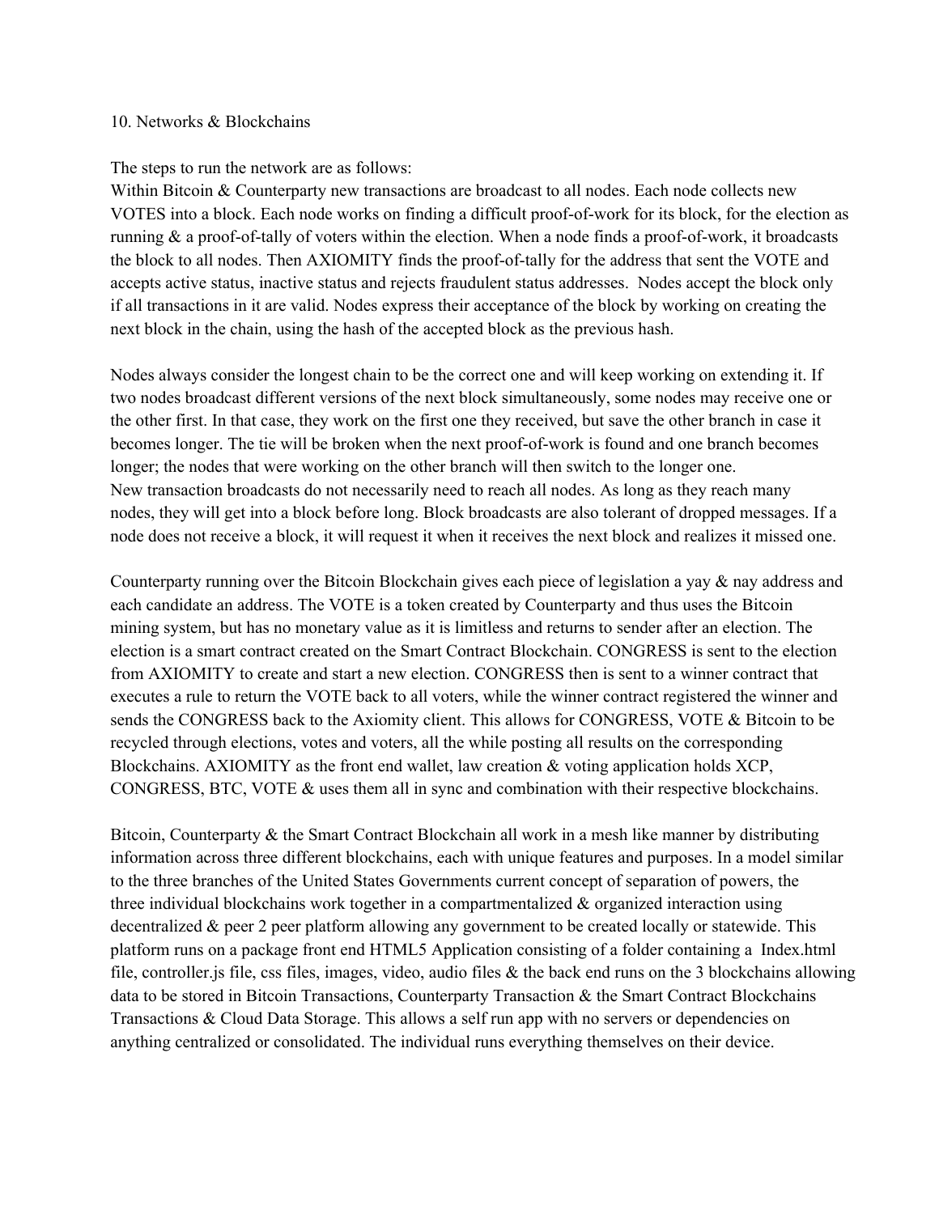## 10. Networks & Blockchains

The steps to run the network are as follows:
Within Bitcoin & Counterparty new transactions are broadcast to all nodes. Each node collects new VOTES into a block. Each node works on finding a difficult proof-of-work for its block, for the election as running & a proof-of-tally of voters within the election. When a node finds a proof-of-work, it broadcasts the block to all nodes. Then AXIOMITY finds the proof-of-tally for the address that sent the VOTE and accepts active status, inactive status and rejects fraudulent status addresses. Nodes accept the block only if all transactions in it are valid. Nodes express their acceptance of the block by working on creating the next block in the chain, using the hash of the accepted block as the previous hash.

Nodes always consider the longest chain to be the correct one and will keep working on extending it. If two nodes broadcast different versions of the next block simultaneously, some nodes may receive one or the other first. In that case, they work on the first one they received, but save the other branch in case it becomes longer. The tie will be broken when the next proof-of-work is found and one branch becomes longer; the nodes that were working on the other branch will then switch to the longer one.
New transaction broadcasts do not necessarily need to reach all nodes. As long as they reach many nodes, they will get into a block before long. Block broadcasts are also tolerant of dropped messages. If a node does not receive a block, it will request it when it receives the next block and realizes it missed one.

Counterparty running over the Bitcoin Blockchain gives each piece of legislation a yay & nay address and each candidate an address. The VOTE is a token created by Counterparty and thus uses the Bitcoin mining system, but has no monetary value as it is limitless and returns to sender after an election. The election is a smart contract created on the Smart Contract Blockchain. CONGRESS is sent to the election from AXIOMITY to create and start a new election. CONGRESS then is sent to a winner contract that executes a rule to return the VOTE back to all voters, while the winner contract registered the winner and sends the CONGRESS back to the Axiomity client. This allows for CONGRESS, VOTE & Bitcoin to be recycled through elections, votes and voters, all the while posting all results on the corresponding Blockchains. AXIOMITY as the front end wallet, law creation & voting application holds XCP, CONGRESS, BTC, VOTE & uses them all in sync and combination with their respective blockchains.

Bitcoin, Counterparty & the Smart Contract Blockchain all work in a mesh like manner by distributing information across three different blockchains, each with unique features and purposes. In a model similar to the three branches of the United States Governments current concept of separation of powers, the three individual blockchains work together in a compartmentalized & organized interaction using decentralized & peer 2 peer platform allowing any government to be created locally or statewide. This platform runs on a package front end HTML5 Application consisting of a folder containing a Index.html file, controller.js file, css files, images, video, audio files & the back end runs on the 3 blockchains allowing data to be stored in Bitcoin Transactions, Counterparty Transaction & the Smart Contract Blockchains Transactions & Cloud Data Storage. This allows a self run app with no servers or dependencies on anything centralized or consolidated. The individual runs everything themselves on their device.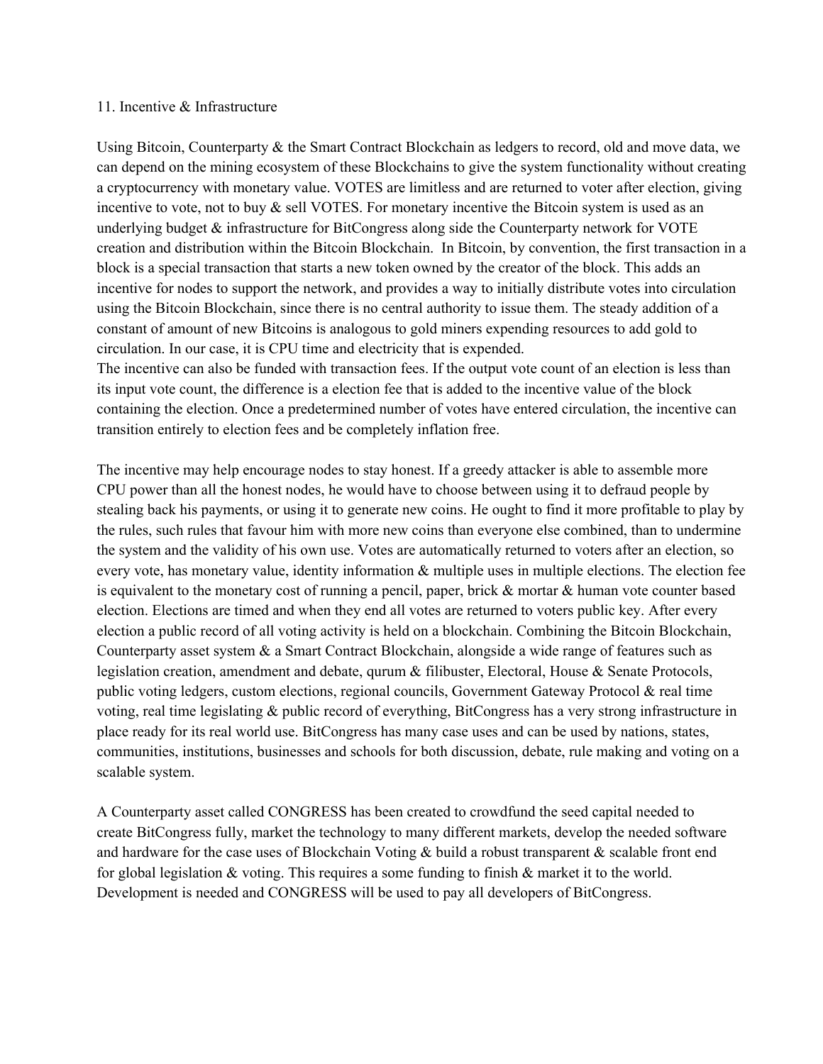## 11. Incentive & Infrastructure

Using Bitcoin, Counterparty & the Smart Contract Blockchain as ledgers to record, old and move data, we can depend on the mining ecosystem of these Blockchains to give the system functionality without creating a cryptocurrency with monetary value. VOTES are limitless and are returned to voter after election, giving incentive to vote, not to buy & sell VOTES. For monetary incentive the Bitcoin system is used as an underlying budget & infrastructure for BitCongress along side the Counterparty network for VOTE creation and distribution within the Bitcoin Blockchain. In Bitcoin, by convention, the first transaction in a block is a special transaction that starts a new token owned by the creator of the block. This adds an incentive for nodes to support the network, and provides a way to initially distribute votes into circulation using the Bitcoin Blockchain, since there is no central authority to issue them. The steady addition of a constant of amount of new Bitcoins is analogous to gold miners expending resources to add gold to circulation. In our case, it is CPU time and electricity that is expended.
The incentive can also be funded with transaction fees. If the output vote count of an election is less than its input vote count, the difference is a election fee that is added to the incentive value of the block containing the election. Once a predetermined number of votes have entered circulation, the incentive can transition entirely to election fees and be completely inflation free.

The incentive may help encourage nodes to stay honest. If a greedy attacker is able to assemble more CPU power than all the honest nodes, he would have to choose between using it to defraud people by stealing back his payments, or using it to generate new coins. He ought to find it more profitable to play by the rules, such rules that favour him with more new coins than everyone else combined, than to undermine the system and the validity of his own use. Votes are automatically returned to voters after an election, so every vote, has monetary value, identity information & multiple uses in multiple elections. The election fee is equivalent to the monetary cost of running a pencil, paper, brick & mortar & human vote counter based election. Elections are timed and when they end all votes are returned to voters public key. After every election a public record of all voting activity is held on a blockchain. Combining the Bitcoin Blockchain, Counterparty asset system & a Smart Contract Blockchain, alongside a wide range of features such as legislation creation, amendment and debate, qurum & filibuster, Electoral, House & Senate Protocols, public voting ledgers, custom elections, regional councils, Government Gateway Protocol & real time voting, real time legislating & public record of everything, BitCongress has a very strong infrastructure in place ready for its real world use. BitCongress has many case uses and can be used by nations, states, communities, institutions, businesses and schools for both discussion, debate, rule making and voting on a scalable system.

A Counterparty asset called CONGRESS has been created to crowdfund the seed capital needed to create BitCongress fully, market the technology to many different markets, develop the needed software and hardware for the case uses of Blockchain Voting & build a robust transparent & scalable front end for global legislation & voting. This requires a some funding to finish & market it to the world. Development is needed and CONGRESS will be used to pay all developers of BitCongress.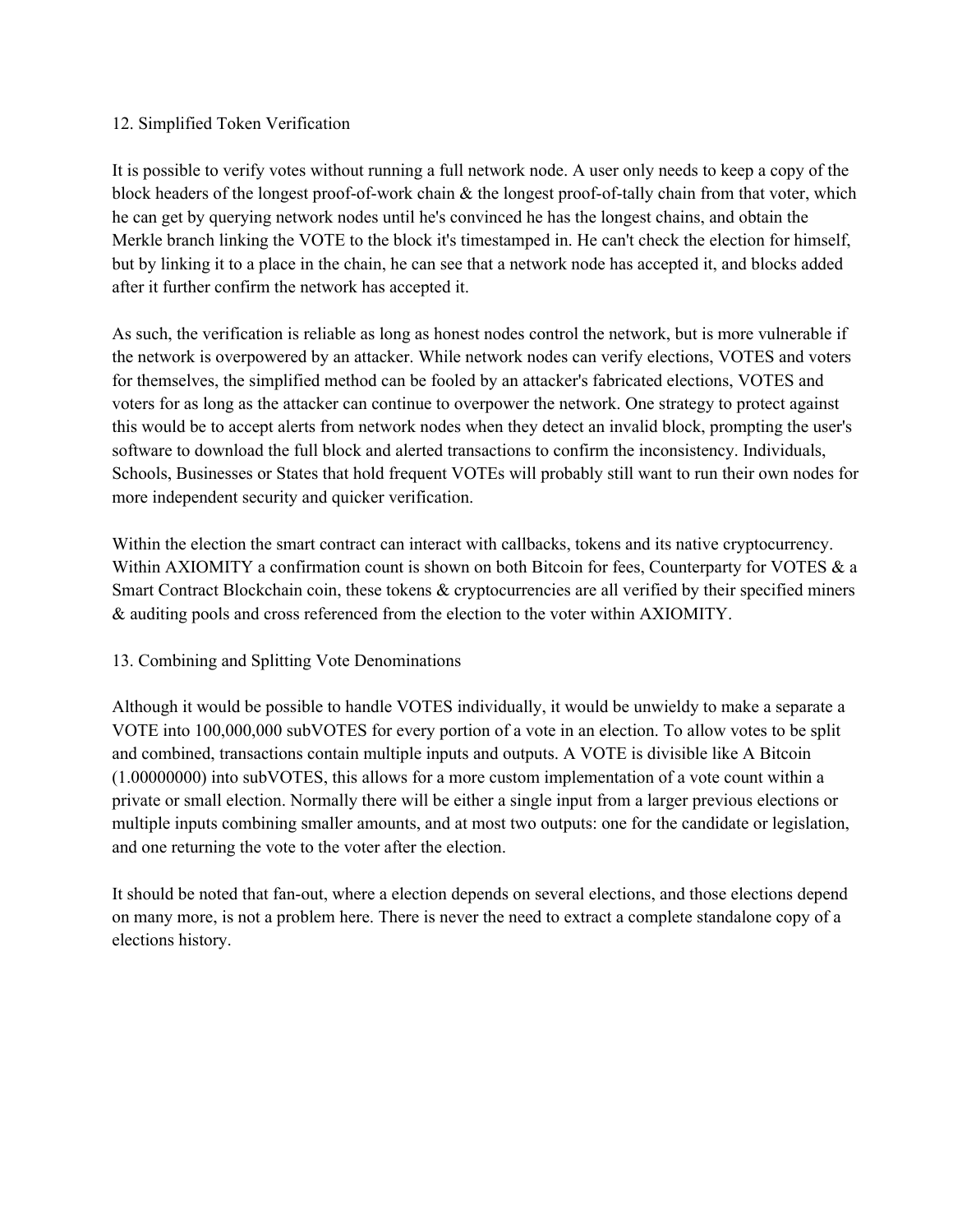## 12. Simplified Token Verification

It is possible to verify votes without running a full network node. A user only needs to keep a copy of the block headers of the longest proof-of-work chain & the longest proof-of-tally chain from that voter, which he can get by querying network nodes until he's convinced he has the longest chains, and obtain the Merkle branch linking the VOTE to the block it's timestamped in. He can't check the election for himself, but by linking it to a place in the chain, he can see that a network node has accepted it, and blocks added after it further confirm the network has accepted it.

As such, the verification is reliable as long as honest nodes control the network, but is more vulnerable if the network is overpowered by an attacker. While network nodes can verify elections, VOTES and voters for themselves, the simplified method can be fooled by an attacker's fabricated elections, VOTES and voters for as long as the attacker can continue to overpower the network. One strategy to protect against this would be to accept alerts from network nodes when they detect an invalid block, prompting the user's software to download the full block and alerted transactions to confirm the inconsistency. Individuals, Schools, Businesses or States that hold frequent VOTEs will probably still want to run their own nodes for more independent security and quicker verification.

Within the election the smart contract can interact with callbacks, tokens and its native cryptocurrency. Within AXIOMITY a confirmation count is shown on both Bitcoin for fees, Counterparty for VOTES & a Smart Contract Blockchain coin, these tokens & cryptocurrencies are all verified by their specified miners & auditing pools and cross referenced from the election to the voter within AXIOMITY.

## 13. Combining and Splitting Vote Denominations

Although it would be possible to handle VOTES individually, it would be unwieldy to make a separate a VOTE into 100,000,000 subVOTES for every portion of a vote in an election. To allow votes to be split and combined, transactions contain multiple inputs and outputs. A VOTE is divisible like A Bitcoin (1.00000000) into subVOTES, this allows for a more custom implementation of a vote count within a private or small election. Normally there will be either a single input from a larger previous elections or multiple inputs combining smaller amounts, and at most two outputs: one for the candidate or legislation, and one returning the vote to the voter after the election.

It should be noted that fan-out, where a election depends on several elections, and those elections depend on many more, is not a problem here. There is never the need to extract a complete standalone copy of a elections history.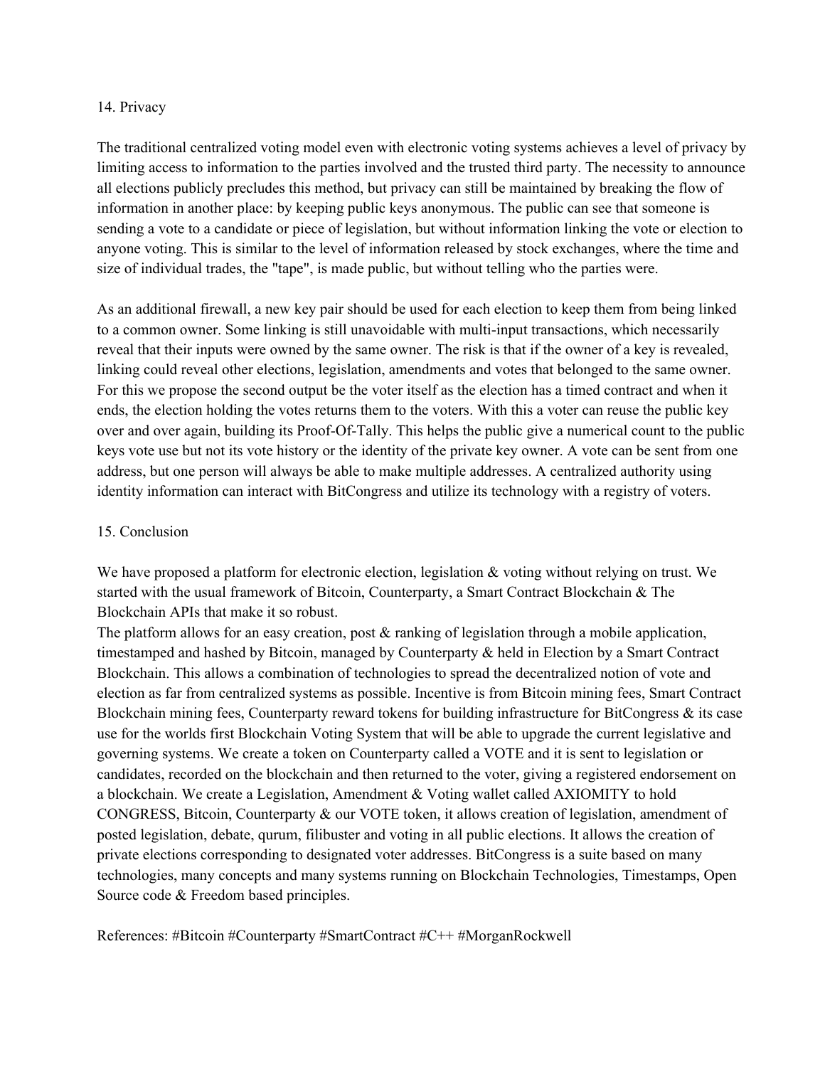## 14. Privacy

The traditional centralized voting model even with electronic voting systems achieves a level of privacy by limiting access to information to the parties involved and the trusted third party. The necessity to announce all elections publicly precludes this method, but privacy can still be maintained by breaking the flow of information in another place: by keeping public keys anonymous. The public can see that someone is sending a vote to a candidate or piece of legislation, but without information linking the vote or election to anyone voting. This is similar to the level of information released by stock exchanges, where the time and size of individual trades, the "tape", is made public, but without telling who the parties were.

As an additional firewall, a new key pair should be used for each election to keep them from being linked to a common owner. Some linking is still unavoidable with multi-input transactions, which necessarily reveal that their inputs were owned by the same owner. The risk is that if the owner of a key is revealed, linking could reveal other elections, legislation, amendments and votes that belonged to the same owner. For this we propose the second output be the voter itself as the election has a timed contract and when it ends, the election holding the votes returns them to the voters. With this a voter can reuse the public key over and over again, building its Proof-Of-Tally. This helps the public give a numerical count to the public keys vote use but not its vote history or the identity of the private key owner. A vote can be sent from one address, but one person will always be able to make multiple addresses. A centralized authority using identity information can interact with BitCongress and utilize its technology with a registry of voters.

## 15. Conclusion

We have proposed a platform for electronic election, legislation & voting without relying on trust. We started with the usual framework of Bitcoin, Counterparty, a Smart Contract Blockchain & The Blockchain APIs that make it so robust.
The platform allows for an easy creation, post & ranking of legislation through a mobile application, timestamped and hashed by Bitcoin, managed by Counterparty & held in Election by a Smart Contract Blockchain. This allows a combination of technologies to spread the decentralized notion of vote and election as far from centralized systems as possible. Incentive is from Bitcoin mining fees, Smart Contract Blockchain mining fees, Counterparty reward tokens for building infrastructure for BitCongress & its case use for the worlds first Blockchain Voting System that will be able to upgrade the current legislative and governing systems. We create a token on Counterparty called a VOTE and it is sent to legislation or candidates, recorded on the blockchain and then returned to the voter, giving a registered endorsement on a blockchain. We create a Legislation, Amendment & Voting wallet called AXIOMITY to hold CONGRESS, Bitcoin, Counterparty & our VOTE token, it allows creation of legislation, amendment of posted legislation, debate, qurum, filibuster and voting in all public elections. It allows the creation of private elections corresponding to designated voter addresses. BitCongress is a suite based on many technologies, many concepts and many systems running on Blockchain Technologies, Timestamps, Open Source code & Freedom based principles.

References: #Bitcoin #Counterparty #SmartContract #C++ #MorganRockwell